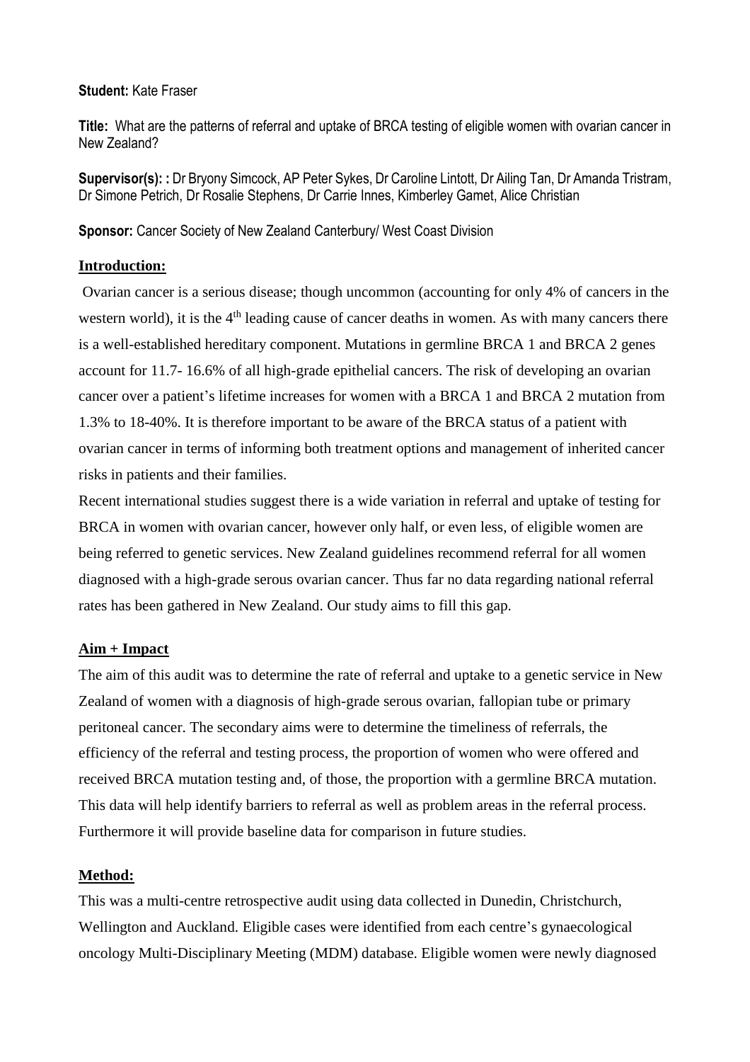**Student:** Kate Fraser

**Title:** What are the patterns of referral and uptake of BRCA testing of eligible women with ovarian cancer in New Zealand?

**Supervisor(s): :** Dr Bryony Simcock, AP Peter Sykes, Dr Caroline Lintott, Dr Ailing Tan, Dr Amanda Tristram, Dr Simone Petrich, Dr Rosalie Stephens, Dr Carrie Innes, Kimberley Gamet, Alice Christian

**Sponsor:** Cancer Society of New Zealand Canterbury/ West Coast Division

## Introduction:

Ovarian cancer is a serious disease; though uncommon (accounting for only 4% of cancers in the western world), it is the 4th leading cause of cancer deaths in women. As with many cancers there is a well-established hereditary component. Mutations in germline BRCA 1 and BRCA 2 genes account for 11.7- 16.6% of all high-grade epithelial cancers. The risk of developing an ovarian cancer over a patient's lifetime increases for women with a BRCA 1 and BRCA 2 mutation from 1.3% to 18-40%. It is therefore important to be aware of the BRCA status of a patient with ovarian cancer in terms of informing both treatment options and management of inherited cancer risks in patients and their families.

Recent international studies suggest there is a wide variation in referral and uptake of testing for BRCA in women with ovarian cancer, however only half, or even less, of eligible women are being referred to genetic services. New Zealand guidelines recommend referral for all women diagnosed with a high-grade serous ovarian cancer. Thus far no data regarding national referral rates has been gathered in New Zealand. Our study aims to fill this gap.

## Aim + Impact

The aim of this audit was to determine the rate of referral and uptake to a genetic service in New Zealand of women with a diagnosis of high-grade serous ovarian, fallopian tube or primary peritoneal cancer. The secondary aims were to determine the timeliness of referrals, the efficiency of the referral and testing process, the proportion of women who were offered and received BRCA mutation testing and, of those, the proportion with a germline BRCA mutation. This data will help identify barriers to referral as well as problem areas in the referral process. Furthermore it will provide baseline data for comparison in future studies.

## Method:

This was a multi-centre retrospective audit using data collected in Dunedin, Christchurch, Wellington and Auckland. Eligible cases were identified from each centre's gynaecological oncology Multi-Disciplinary Meeting (MDM) database. Eligible women were newly diagnosed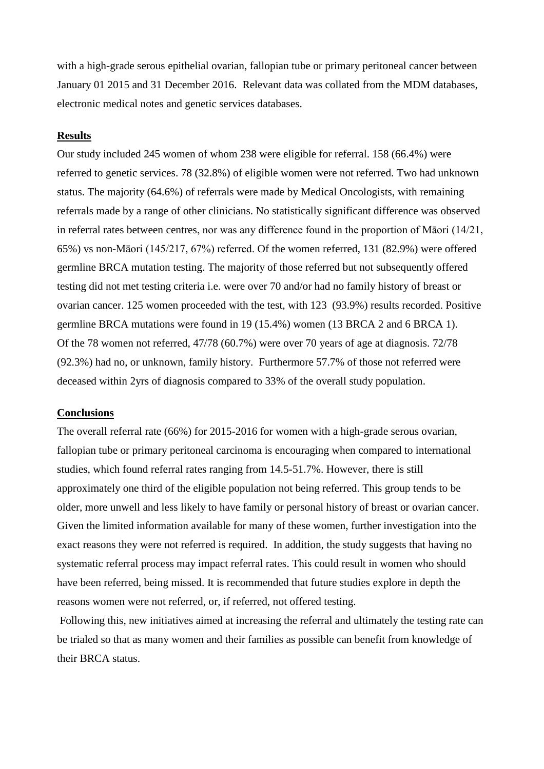with a high-grade serous epithelial ovarian, fallopian tube or primary peritoneal cancer between January 01 2015 and 31 December 2016. Relevant data was collated from the MDM databases, electronic medical notes and genetic services databases.

**Results**

Our study included 245 women of whom 238 were eligible for referral. 158 (66.4%) were referred to genetic services. 78 (32.8%) of eligible women were not referred. Two had unknown status. The majority (64.6%) of referrals were made by Medical Oncologists, with remaining referrals made by a range of other clinicians. No statistically significant difference was observed in referral rates between centres, nor was any difference found in the proportion of Māori (14/21, 65%) vs non-Māori (145/217, 67%) referred. Of the women referred, 131 (82.9%) were offered germline BRCA mutation testing. The majority of those referred but not subsequently offered testing did not met testing criteria i.e. were over 70 and/or had no family history of breast or ovarian cancer. 125 women proceeded with the test, with 123 (93.9%) results recorded. Positive germline BRCA mutations were found in 19 (15.4%) women (13 BRCA 2 and 6 BRCA 1). Of the 78 women not referred, 47/78 (60.7%) were over 70 years of age at diagnosis. 72/78 (92.3%) had no, or unknown, family history. Furthermore 57.7% of those not referred were deceased within 2yrs of diagnosis compared to 33% of the overall study population.

**Conclusions**

The overall referral rate (66%) for 2015-2016 for women with a high-grade serous ovarian, fallopian tube or primary peritoneal carcinoma is encouraging when compared to international studies, which found referral rates ranging from 14.5-51.7%. However, there is still approximately one third of the eligible population not being referred. This group tends to be older, more unwell and less likely to have family or personal history of breast or ovarian cancer. Given the limited information available for many of these women, further investigation into the exact reasons they were not referred is required. In addition, the study suggests that having no systematic referral process may impact referral rates. This could result in women who should have been referred, being missed. It is recommended that future studies explore in depth the reasons women were not referred, or, if referred, not offered testing.

Following this, new initiatives aimed at increasing the referral and ultimately the testing rate can be trialed so that as many women and their families as possible can benefit from knowledge of their BRCA status.